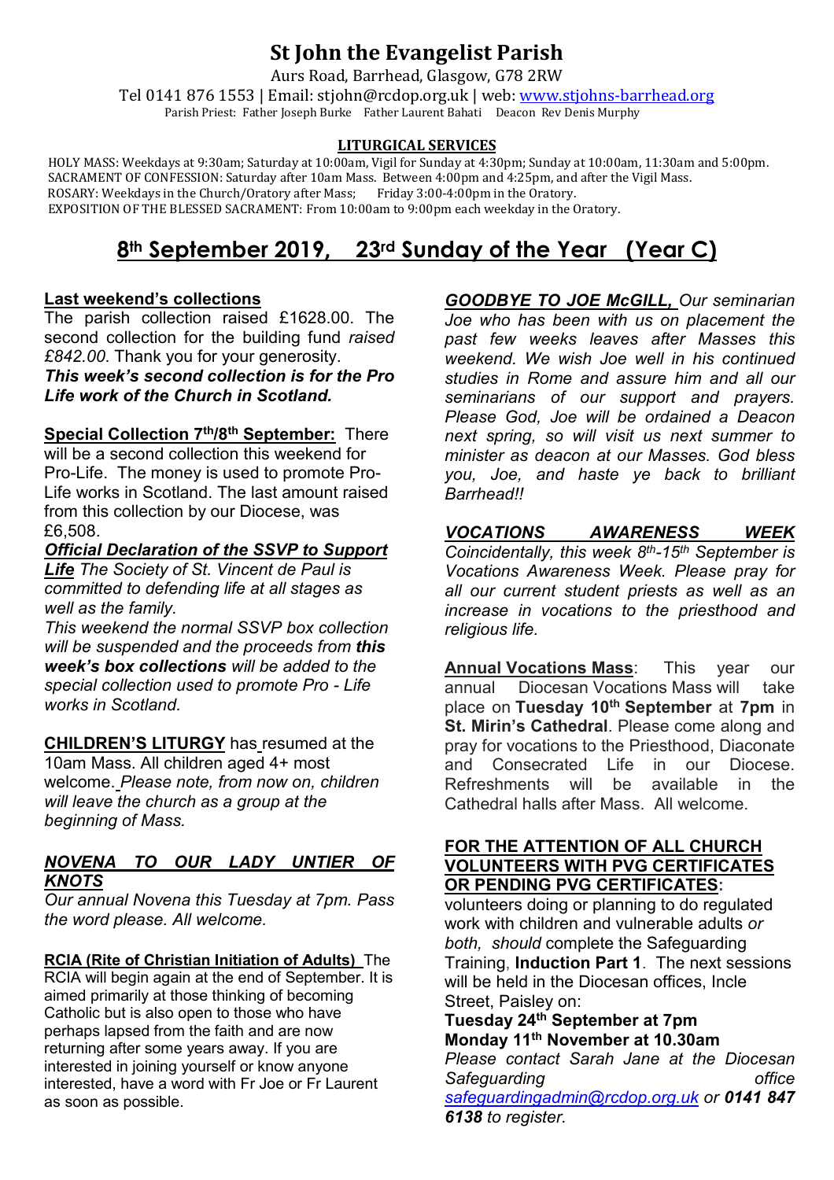# St John the Evangelist Parish

Aurs Road, Barrhead, Glasgow, G78 2RW

Tel 0141 876 1553 | Email: stjohn@rcdop.org.uk | web: www.stjohns-barrhead.org

Parish Priest: Father Joseph Burke Father Laurent Bahati Deacon Rev Denis Murphy

**LITURGICAL SERVICES**

HOLY MASS: Weekdays at 9:30am; Saturday at 10:00am, Vigil for Sunday at 4:30pm; Sunday at 10:00am, 11:30am and 5:00pm.
SACRAMENT OF CONFESSION: Saturday after 10am Mass. Between 4:00pm and 4:25pm, and after the Vigil Mass.
ROSARY: Weekdays in the Church/Oratory after Mass; Friday 3:00-4:00pm in the Oratory.
EXPOSITION OF THE BLESSED SACRAMENT: From 10:00am to 9:00pm each weekday in the Oratory.

## 8th September 2019, 23rd Sunday of the Year (Year C)

**Last weekend's collections**

The parish collection raised £1628.00. The second collection for the building fund *raised £842.00*. Thank you for your generosity.

***This week's second collection is for the Pro Life work of the Church in Scotland.***

**Special Collection 7th/8th September:** There will be a second collection this weekend for Pro-Life. The money is used to promote Pro-Life works in Scotland. The last amount raised from this collection by our Diocese, was £6,508.

***Official Declaration of the SSVP to Support Life*** *The Society of St. Vincent de Paul is committed to defending life at all stages as well as the family.*

*This weekend the normal SSVP box collection will be suspended and the proceeds from **this week's box collections** will be added to the special collection used to promote Pro - Life works in Scotland.*

**CHILDREN'S LITURGY** has resumed at the 10am Mass. All children aged 4+ most welcome. *Please note, from now on, children will leave the church as a group at the beginning of Mass.*

***NOVENA TO OUR LADY UNTIER OF KNOTS***

*Our annual Novena this Tuesday at 7pm. Pass the word please. All welcome.*

**RCIA (Rite of Christian Initiation of Adults)** The RCIA will begin again at the end of September. It is aimed primarily at those thinking of becoming Catholic but is also open to those who have perhaps lapsed from the faith and are now returning after some years away. If you are interested in joining yourself or know anyone interested, have a word with Fr Joe or Fr Laurent as soon as possible.

***GOODBYE TO JOE McGILL,*** *Our seminarian Joe who has been with us on placement the past few weeks leaves after Masses this weekend. We wish Joe well in his continued studies in Rome and assure him and all our seminarians of our support and prayers. Please God, Joe will be ordained a Deacon next spring, so will visit us next summer to minister as deacon at our Masses. God bless you, Joe, and haste ye back to brilliant Barrhead!!*

***VOCATIONS AWARENESS WEEK***

*Coincidentally, this week 8th-15th September is Vocations Awareness Week. Please pray for all our current student priests as well as an increase in vocations to the priesthood and religious life.*

**Annual Vocations Mass**: This year our annual Diocesan Vocations Mass will take place on **Tuesday 10th September** at **7pm** in **St. Mirin's Cathedral**. Please come along and pray for vocations to the Priesthood, Diaconate and Consecrated Life in our Diocese. Refreshments will be available in the Cathedral halls after Mass. All welcome.

**FOR THE ATTENTION OF ALL CHURCH VOLUNTEERS WITH PVG CERTIFICATES OR PENDING PVG CERTIFICATES:**

volunteers doing or planning to do regulated work with children and vulnerable adults *or both, should* complete the Safeguarding Training, **Induction Part 1**. The next sessions will be held in the Diocesan offices, Incle Street, Paisley on:

**Tuesday 24th September at 7pm**
**Monday 11th November at 10.30am**

*Please contact Sarah Jane at the Diocesan Safeguarding office safeguardingadmin@rcdop.org.uk or **0141 847 6138** to register.*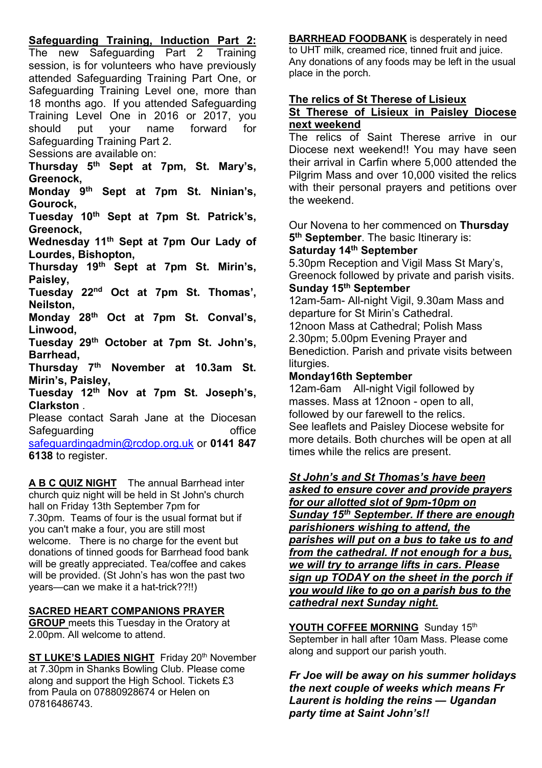**Safeguarding Training, Induction Part 2:** The new Safeguarding Part 2 Training session, is for volunteers who have previously attended Safeguarding Training Part One, or Safeguarding Training Level one, more than 18 months ago. If you attended Safeguarding Training Level One in 2016 or 2017, you should put your name forward for Safeguarding Training Part 2.

Sessions are available on:

**Thursday 5th Sept at 7pm, St. Mary's, Greenock,**

**Monday 9th Sept at 7pm St. Ninian's, Gourock,**

**Tuesday 10th Sept at 7pm St. Patrick's, Greenock,**

**Wednesday 11th Sept at 7pm Our Lady of Lourdes, Bishopton,**

**Thursday 19th Sept at 7pm St. Mirin's, Paisley,**

**Tuesday 22nd Oct at 7pm St. Thomas', Neilston,**

**Monday 28th Oct at 7pm St. Conval's, Linwood,**

**Tuesday 29th October at 7pm St. John's, Barrhead,**

**Thursday 7th November at 10.3am St. Mirin's, Paisley,**

**Tuesday 12th Nov at 7pm St. Joseph's, Clarkston** .

Please contact Sarah Jane at the Diocesan Safeguarding office safeguardingadmin@rcdop.org.uk or **0141 847 6138** to register.

**A B C QUIZ NIGHT** The annual Barrhead inter church quiz night will be held in St John's church hall on Friday 13th September 7pm for 7.30pm. Teams of four is the usual format but if you can't make a four, you are still most welcome. There is no charge for the event but donations of tinned goods for Barrhead food bank will be greatly appreciated. Tea/coffee and cakes will be provided. (St John's has won the past two years—can we make it a hat-trick??!!)

**SACRED HEART COMPANIONS PRAYER GROUP** meets this Tuesday in the Oratory at 2.00pm. All welcome to attend.

**ST LUKE'S LADIES NIGHT** Friday 20th November at 7.30pm in Shanks Bowling Club. Please come along and support the High School. Tickets £3 from Paula on 07880928674 or Helen on 07816486743.

**BARRHEAD FOODBANK** is desperately in need to UHT milk, creamed rice, tinned fruit and juice. Any donations of any foods may be left in the usual place in the porch.

**The relics of St Therese of Lisieux**
**St Therese of Lisieux in Paisley Diocese next weekend**

The relics of Saint Therese arrive in our Diocese next weekend!! You may have seen their arrival in Carfin where 5,000 attended the Pilgrim Mass and over 10,000 visited the relics with their personal prayers and petitions over the weekend.

Our Novena to her commenced on **Thursday 5th September**. The basic Itinerary is:

**Saturday 14th September**
5.30pm Reception and Vigil Mass St Mary's, Greenock followed by private and parish visits.

**Sunday 15th September**
12am-5am- All-night Vigil, 9.30am Mass and departure for St Mirin's Cathedral.
12noon Mass at Cathedral; Polish Mass 2.30pm; 5.00pm Evening Prayer and Benediction. Parish and private visits between liturgies.

**Monday16th September**
12am-6am All-night Vigil followed by masses. Mass at 12noon - open to all, followed by our farewell to the relics.
See leaflets and Paisley Diocese website for more details. Both churches will be open at all times while the relics are present.

***St John's and St Thomas's have been asked to ensure cover and provide prayers for our allotted slot of 9pm-10pm on Sunday 15th September. If there are enough parishioners wishing to attend, the parishes will put on a bus to take us to and from the cathedral. If not enough for a bus, we will try to arrange lifts in cars. Please sign up TODAY on the sheet in the porch if you would like to go on a parish bus to the cathedral next Sunday night.***

**YOUTH COFFEE MORNING** Sunday 15th September in hall after 10am Mass. Please come along and support our parish youth.

***Fr Joe will be away on his summer holidays the next couple of weeks which means Fr Laurent is holding the reins — Ugandan party time at Saint John's!!***